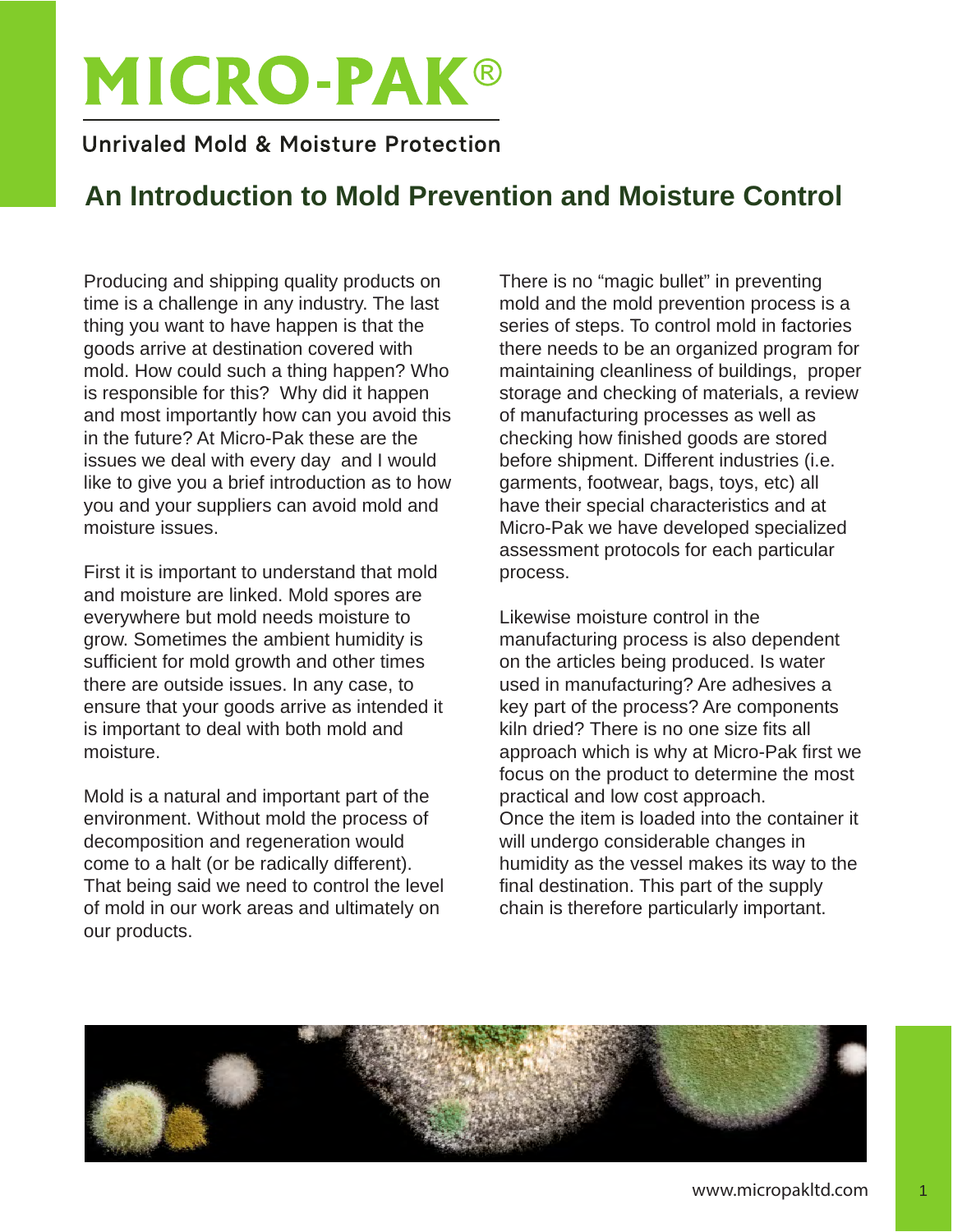# MICRO-PAK®

Unrivaled Mold & Moisture Protection

## An Introduction to Mold Prevention and Moisture Control

Producing and shipping quality products on time is a challenge in any industry. The last thing you want to have happen is that the goods arrive at destination covered with mold. How could such a thing happen? Who is responsible for this? Why did it happen and most importantly how can you avoid this in the future? At Micro-Pak these are the issues we deal with every day and I would like to give you a brief introduction as to how you and your suppliers can avoid mold and moisture issues.

First it is important to understand that mold and moisture are linked. Mold spores are everywhere but mold needs moisture to grow. Sometimes the ambient humidity is sufficient for mold growth and other times there are outside issues. In any case, to ensure that your goods arrive as intended it is important to deal with both mold and moisture.

Mold is a natural and important part of the environment. Without mold the process of decomposition and regeneration would come to a halt (or be radically different). That being said we need to control the level of mold in our work areas and ultimately on our products.

There is no "magic bullet" in preventing mold and the mold prevention process is a series of steps. To control mold in factories there needs to be an organized program for maintaining cleanliness of buildings, proper storage and checking of materials, a review of manufacturing processes as well as checking how finished goods are stored before shipment. Different industries (i.e. garments, footwear, bags, toys, etc) all have their special characteristics and at Micro-Pak we have developed specialized assessment protocols for each particular process.

Likewise moisture control in the manufacturing process is also dependent on the articles being produced. Is water used in manufacturing? Are adhesives a key part of the process? Are components kiln dried? There is no one size fits all approach which is why at Micro-Pak first we focus on the product to determine the most practical and low cost approach.
Once the item is loaded into the container it will undergo considerable changes in humidity as the vessel makes its way to the final destination. This part of the supply chain is therefore particularly important.

www.micropakltd.com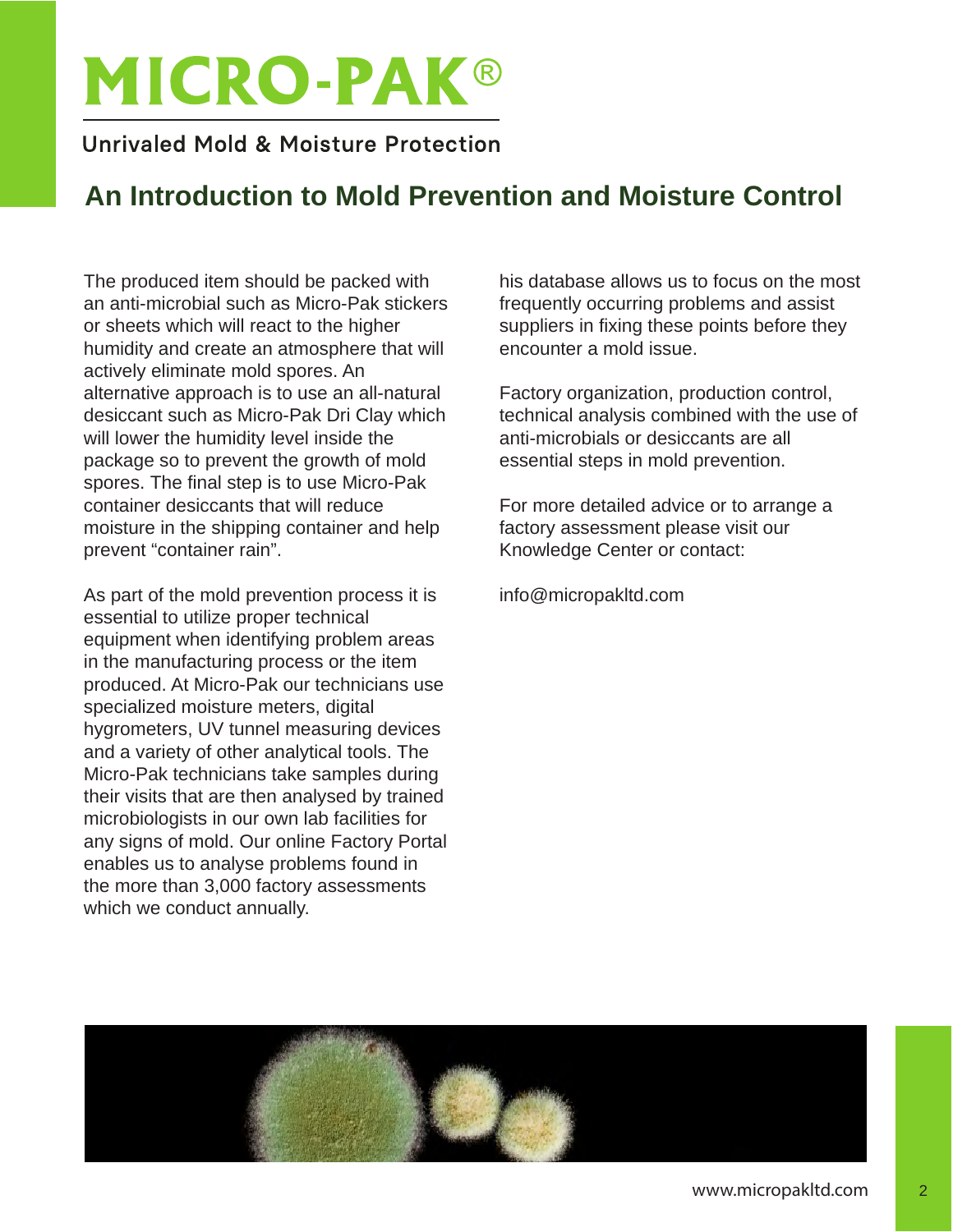# MICRO-PAK®

Unrivaled Mold & Moisture Protection

## An Introduction to Mold Prevention and Moisture Control

The produced item should be packed with an anti-microbial such as Micro-Pak stickers or sheets which will react to the higher humidity and create an atmosphere that will actively eliminate mold spores. An alternative approach is to use an all-natural desiccant such as Micro-Pak Dri Clay which will lower the humidity level inside the package so to prevent the growth of mold spores. The final step is to use Micro-Pak container desiccants that will reduce moisture in the shipping container and help prevent "container rain".

As part of the mold prevention process it is essential to utilize proper technical equipment when identifying problem areas in the manufacturing process or the item produced. At Micro-Pak our technicians use specialized moisture meters, digital hygrometers, UV tunnel measuring devices and a variety of other analytical tools. The Micro-Pak technicians take samples during their visits that are then analysed by trained microbiologists in our own lab facilities for any signs of mold. Our online Factory Portal enables us to analyse problems found in the more than 3,000 factory assessments which we conduct annually. his database allows us to focus on the most frequently occurring problems and assist suppliers in fixing these points before they encounter a mold issue.

Factory organization, production control, technical analysis combined with the use of anti-microbials or desiccants are all essential steps in mold prevention.

For more detailed advice or to arrange a factory assessment please visit our Knowledge Center or contact:

info@micropakltd.com

www.micropakltd.com